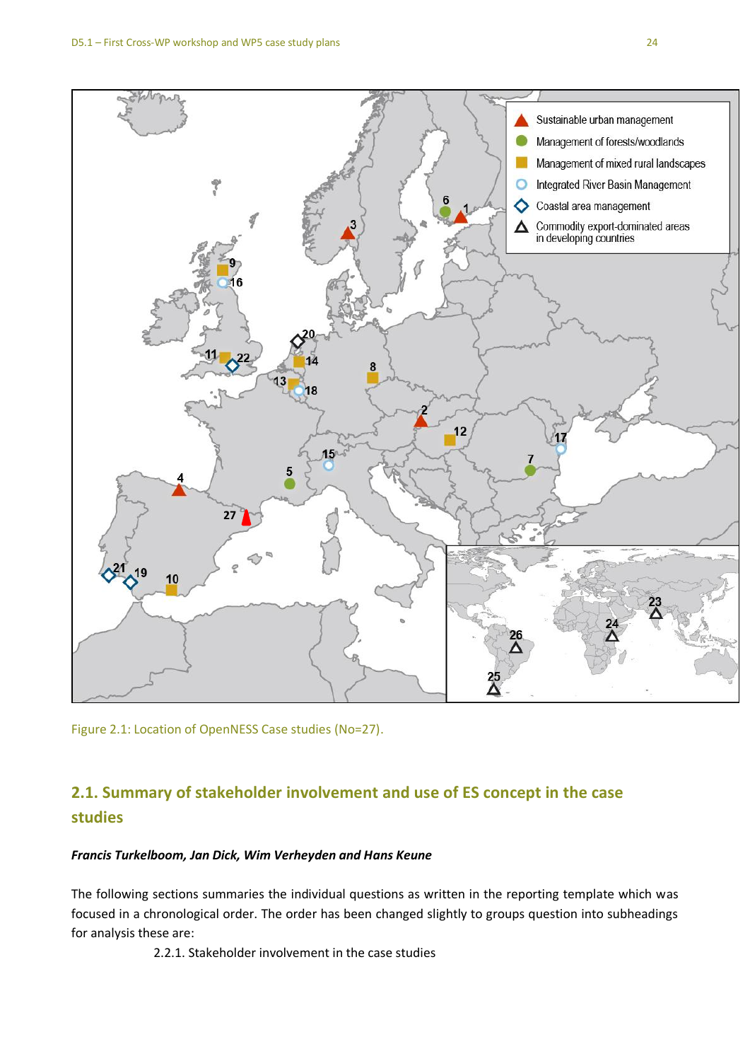Figure 2.1: Location of OpenNESS Case studies (No=27).

## 2.1. Summary of stakeholder involvement and use of ES concept in the case studies

***Francis Turkelboom, Jan Dick, Wim Verheyden and Hans Keune***

The following sections summaries the individual questions as written in the reporting template which was focused in a chronological order. The order has been changed slightly to groups question into subheadings for analysis these are:

2.2.1. Stakeholder involvement in the case studies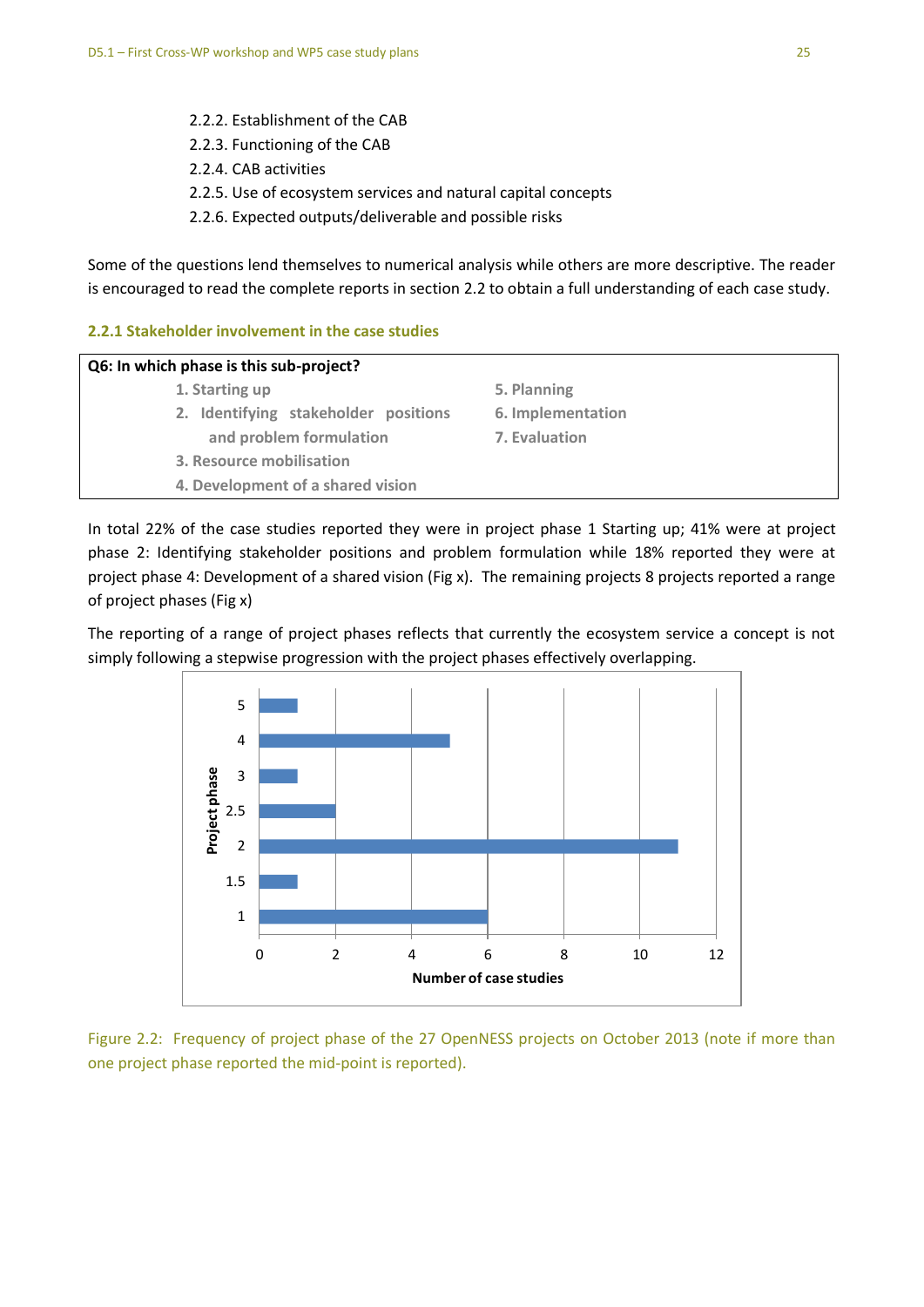2.2.2. Establishment of the CAB
2.2.3. Functioning of the CAB
2.2.4. CAB activities
2.2.5. Use of ecosystem services and natural capital concepts
2.2.6. Expected outputs/deliverable and possible risks

Some of the questions lend themselves to numerical analysis while others are more descriptive. The reader is encouraged to read the complete reports in section 2.2 to obtain a full understanding of each case study.

### 2.2.1 Stakeholder involvement in the case studies

**Q6: In which phase is this sub-project?**

1. Starting up
2. Identifying stakeholder positions and problem formulation
3. Resource mobilisation
4. Development of a shared vision
5. Planning
6. Implementation
7. Evaluation

In total 22% of the case studies reported they were in project phase 1 Starting up; 41% were at project phase 2: Identifying stakeholder positions and problem formulation while 18% reported they were at project phase 4: Development of a shared vision (Fig x). The remaining projects 8 projects reported a range of project phases (Fig x)

The reporting of a range of project phases reflects that currently the ecosystem service a concept is not simply following a stepwise progression with the project phases effectively overlapping.

| Project phase | Number of case studies |
|---|---|
| 5 | 1 |
| 4 | 5 |
| 3 | 1 |
| 2.5 | 2 |
| 2 | 11 |
| 1.5 | 1 |
| 1 | 6 |

Figure 2.2: Frequency of project phase of the 27 OpenNESS projects on October 2013 (note if more than one project phase reported the mid-point is reported).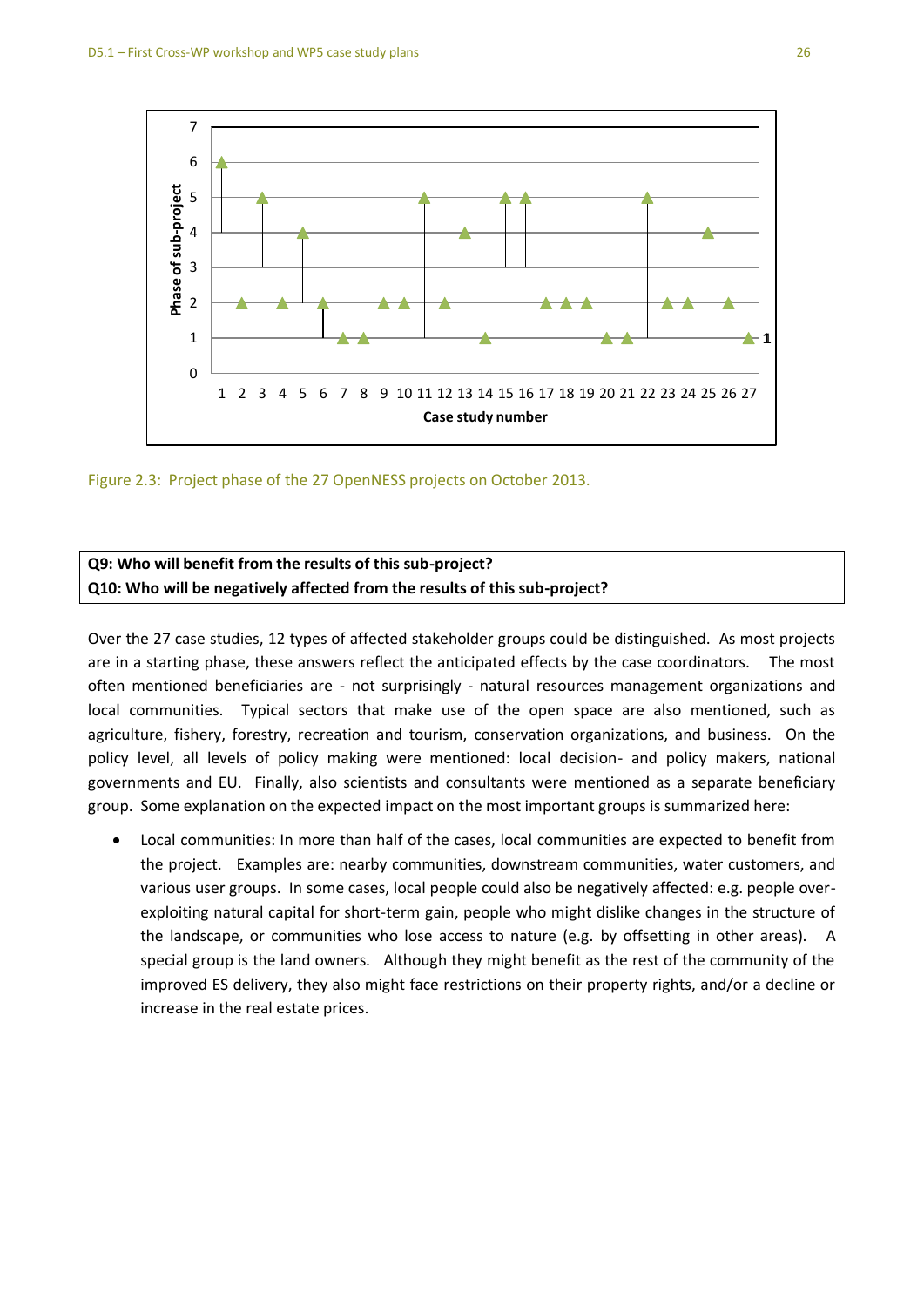Figure 2.3: Project phase of the 27 OpenNESS projects on October 2013.

**Q9: Who will benefit from the results of this sub-project?**
**Q10: Who will be negatively affected from the results of this sub-project?**

Over the 27 case studies, 12 types of affected stakeholder groups could be distinguished. As most projects are in a starting phase, these answers reflect the anticipated effects by the case coordinators. The most often mentioned beneficiaries are - not surprisingly - natural resources management organizations and local communities. Typical sectors that make use of the open space are also mentioned, such as agriculture, fishery, forestry, recreation and tourism, conservation organizations, and business. On the policy level, all levels of policy making were mentioned: local decision- and policy makers, national governments and EU. Finally, also scientists and consultants were mentioned as a separate beneficiary group. Some explanation on the expected impact on the most important groups is summarized here:

- Local communities: In more than half of the cases, local communities are expected to benefit from the project. Examples are: nearby communities, downstream communities, water customers, and various user groups. In some cases, local people could also be negatively affected: e.g. people over-exploiting natural capital for short-term gain, people who might dislike changes in the structure of the landscape, or communities who lose access to nature (e.g. by offsetting in other areas). A special group is the land owners. Although they might benefit as the rest of the community of the improved ES delivery, they also might face restrictions on their property rights, and/or a decline or increase in the real estate prices.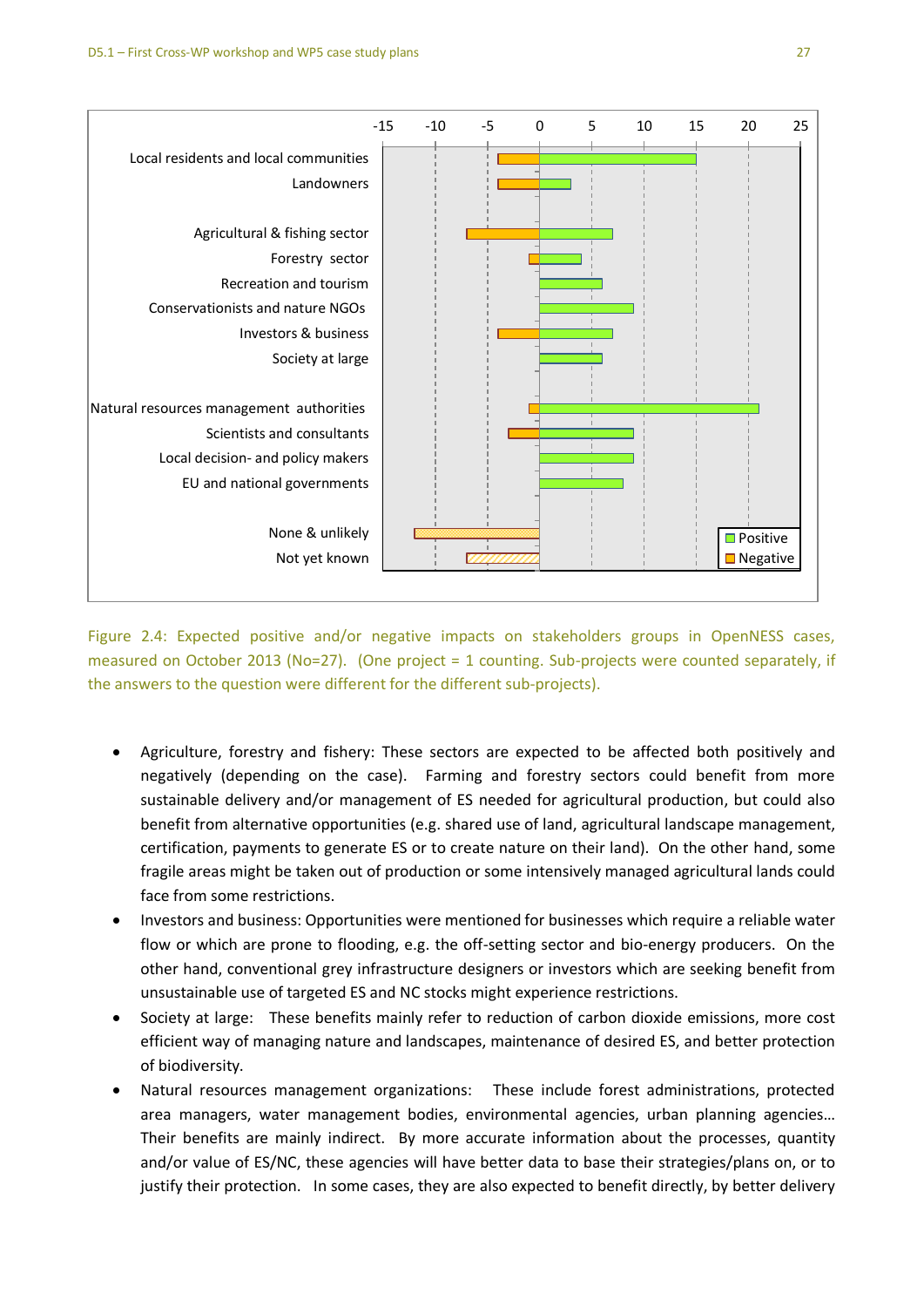Figure 2.4: Expected positive and/or negative impacts on stakeholders groups in OpenNESS cases, measured on October 2013 (No=27). (One project = 1 counting. Sub-projects were counted separately, if the answers to the question were different for the different sub-projects).

- Agriculture, forestry and fishery: These sectors are expected to be affected both positively and negatively (depending on the case). Farming and forestry sectors could benefit from more sustainable delivery and/or management of ES needed for agricultural production, but could also benefit from alternative opportunities (e.g. shared use of land, agricultural landscape management, certification, payments to generate ES or to create nature on their land). On the other hand, some fragile areas might be taken out of production or some intensively managed agricultural lands could face from some restrictions.
- Investors and business: Opportunities were mentioned for businesses which require a reliable water flow or which are prone to flooding, e.g. the off-setting sector and bio-energy producers. On the other hand, conventional grey infrastructure designers or investors which are seeking benefit from unsustainable use of targeted ES and NC stocks might experience restrictions.
- Society at large: These benefits mainly refer to reduction of carbon dioxide emissions, more cost efficient way of managing nature and landscapes, maintenance of desired ES, and better protection of biodiversity.
- Natural resources management organizations: These include forest administrations, protected area managers, water management bodies, environmental agencies, urban planning agencies… Their benefits are mainly indirect. By more accurate information about the processes, quantity and/or value of ES/NC, these agencies will have better data to base their strategies/plans on, or to justify their protection. In some cases, they are also expected to benefit directly, by better delivery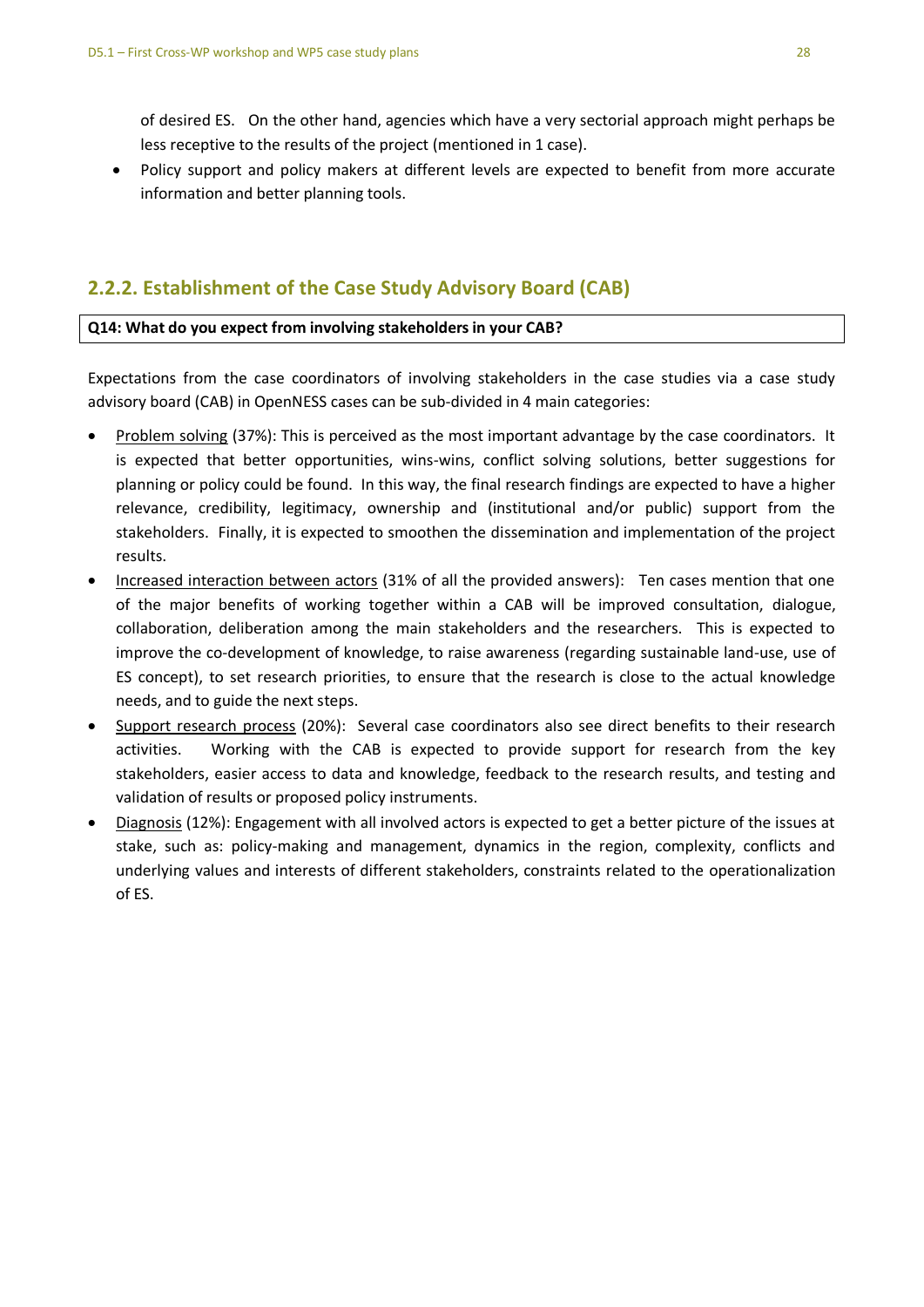of desired ES. On the other hand, agencies which have a very sectorial approach might perhaps be less receptive to the results of the project (mentioned in 1 case).

- Policy support and policy makers at different levels are expected to benefit from more accurate information and better planning tools.

### 2.2.2. Establishment of the Case Study Advisory Board (CAB)

**Q14: What do you expect from involving stakeholders in your CAB?**

Expectations from the case coordinators of involving stakeholders in the case studies via a case study advisory board (CAB) in OpenNESS cases can be sub-divided in 4 main categories:

- <u>Problem solving</u> (37%): This is perceived as the most important advantage by the case coordinators. It is expected that better opportunities, wins-wins, conflict solving solutions, better suggestions for planning or policy could be found. In this way, the final research findings are expected to have a higher relevance, credibility, legitimacy, ownership and (institutional and/or public) support from the stakeholders. Finally, it is expected to smoothen the dissemination and implementation of the project results.
- <u>Increased interaction between actors</u> (31% of all the provided answers): Ten cases mention that one of the major benefits of working together within a CAB will be improved consultation, dialogue, collaboration, deliberation among the main stakeholders and the researchers. This is expected to improve the co-development of knowledge, to raise awareness (regarding sustainable land-use, use of ES concept), to set research priorities, to ensure that the research is close to the actual knowledge needs, and to guide the next steps.
- <u>Support research process</u> (20%): Several case coordinators also see direct benefits to their research activities. Working with the CAB is expected to provide support for research from the key stakeholders, easier access to data and knowledge, feedback to the research results, and testing and validation of results or proposed policy instruments.
- <u>Diagnosis</u> (12%): Engagement with all involved actors is expected to get a better picture of the issues at stake, such as: policy-making and management, dynamics in the region, complexity, conflicts and underlying values and interests of different stakeholders, constraints related to the operationalization of ES.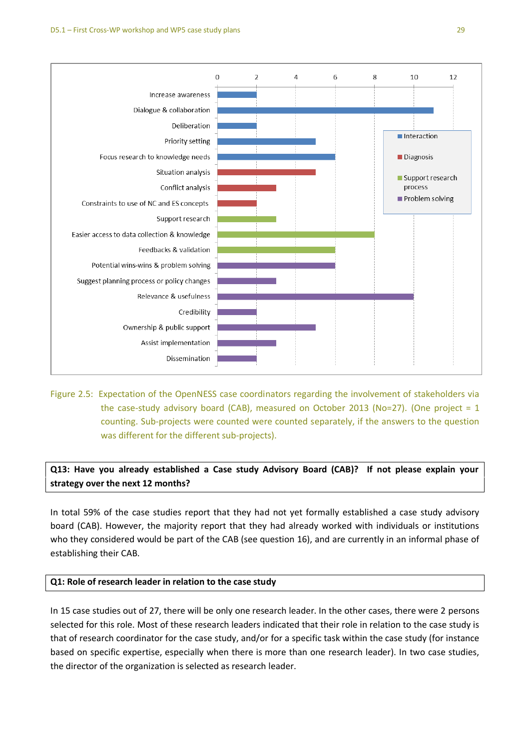| Category | Item | Count |
|---|---|---|
| Interaction | Increase awareness | 2 |
| Interaction | Dialogue & collaboration | 11 |
| Interaction | Deliberation | 2 |
| Interaction | Priority setting | 5 |
| Interaction | Focus research to knowledge needs | 6 |
| Diagnosis | Situation analysis | 5 |
| Diagnosis | Conflict analysis | 3 |
| Diagnosis | Constraints to use of NC and ES concepts | 2 |
| Support research process | Support research | 3 |
| Support research process | Easier access to data collection & knowledge | 8 |
| Support research process | Feedbacks & validation | 6 |
| Problem solving | Potential wins-wins & problem solving | 6 |
| Problem solving | Suggest planning process or policy changes | 3 |
| Problem solving | Relevance & usefulness | 10 |
| Problem solving | Credibility | 2 |
| Problem solving | Ownership & public support | 5 |
| Problem solving | Assist implementation | 3 |
| Problem solving | Dissemination | 2 |

Figure 2.5: Expectation of the OpenNESS case coordinators regarding the involvement of stakeholders via the case-study advisory board (CAB), measured on October 2013 (No=27). (One project = 1 counting. Sub-projects were counted were counted separately, if the answers to the question was different for the different sub-projects).

**Q13: Have you already established a Case study Advisory Board (CAB)? If not please explain your strategy over the next 12 months?**

In total 59% of the case studies report that they had not yet formally established a case study advisory board (CAB). However, the majority report that they had already worked with individuals or institutions who they considered would be part of the CAB (see question 16), and are currently in an informal phase of establishing their CAB.

**Q1: Role of research leader in relation to the case study**

In 15 case studies out of 27, there will be only one research leader. In the other cases, there were 2 persons selected for this role. Most of these research leaders indicated that their role in relation to the case study is that of research coordinator for the case study, and/or for a specific task within the case study (for instance based on specific expertise, especially when there is more than one research leader). In two case studies, the director of the organization is selected as research leader.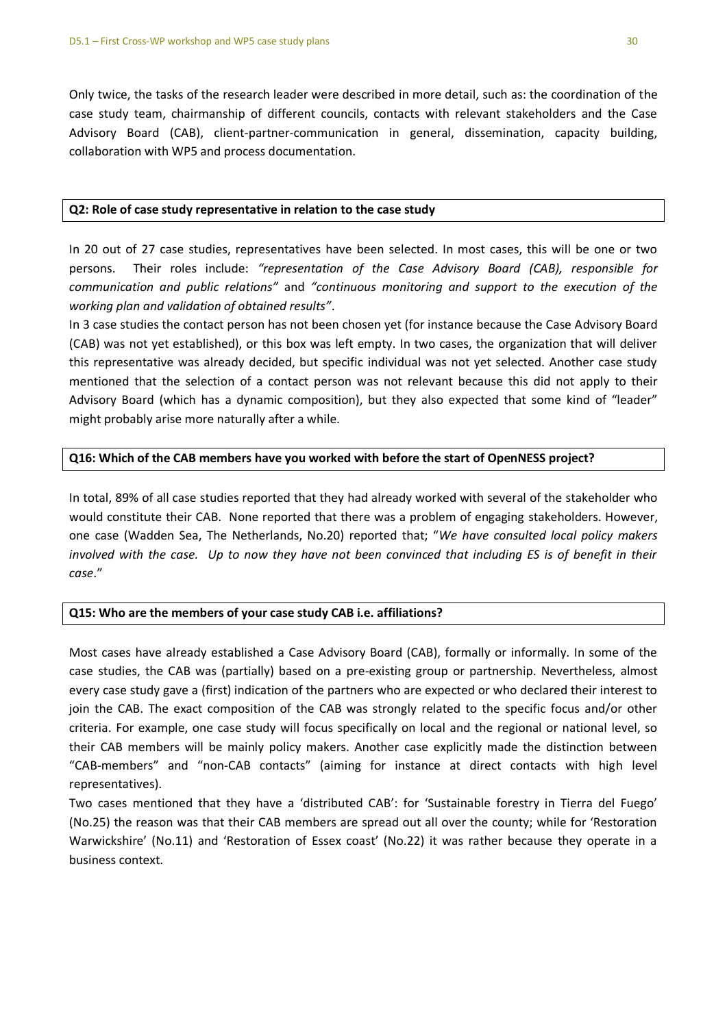Only twice, the tasks of the research leader were described in more detail, such as: the coordination of the case study team, chairmanship of different councils, contacts with relevant stakeholders and the Case Advisory Board (CAB), client-partner-communication in general, dissemination, capacity building, collaboration with WP5 and process documentation.

**Q2: Role of case study representative in relation to the case study**

In 20 out of 27 case studies, representatives have been selected. In most cases, this will be one or two persons. Their roles include: *"representation of the Case Advisory Board (CAB), responsible for communication and public relations"* and *"continuous monitoring and support to the execution of the working plan and validation of obtained results"*.

In 3 case studies the contact person has not been chosen yet (for instance because the Case Advisory Board (CAB) was not yet established), or this box was left empty. In two cases, the organization that will deliver this representative was already decided, but specific individual was not yet selected. Another case study mentioned that the selection of a contact person was not relevant because this did not apply to their Advisory Board (which has a dynamic composition), but they also expected that some kind of "leader" might probably arise more naturally after a while.

**Q16: Which of the CAB members have you worked with before the start of OpenNESS project?**

In total, 89% of all case studies reported that they had already worked with several of the stakeholder who would constitute their CAB. None reported that there was a problem of engaging stakeholders. However, one case (Wadden Sea, The Netherlands, No.20) reported that; "*We have consulted local policy makers involved with the case. Up to now they have not been convinced that including ES is of benefit in their case*."

**Q15: Who are the members of your case study CAB i.e. affiliations?**

Most cases have already established a Case Advisory Board (CAB), formally or informally. In some of the case studies, the CAB was (partially) based on a pre-existing group or partnership. Nevertheless, almost every case study gave a (first) indication of the partners who are expected or who declared their interest to join the CAB. The exact composition of the CAB was strongly related to the specific focus and/or other criteria. For example, one case study will focus specifically on local and the regional or national level, so their CAB members will be mainly policy makers. Another case explicitly made the distinction between "CAB-members" and "non-CAB contacts" (aiming for instance at direct contacts with high level representatives).

Two cases mentioned that they have a 'distributed CAB': for 'Sustainable forestry in Tierra del Fuego' (No.25) the reason was that their CAB members are spread out all over the county; while for 'Restoration Warwickshire' (No.11) and 'Restoration of Essex coast' (No.22) it was rather because they operate in a business context.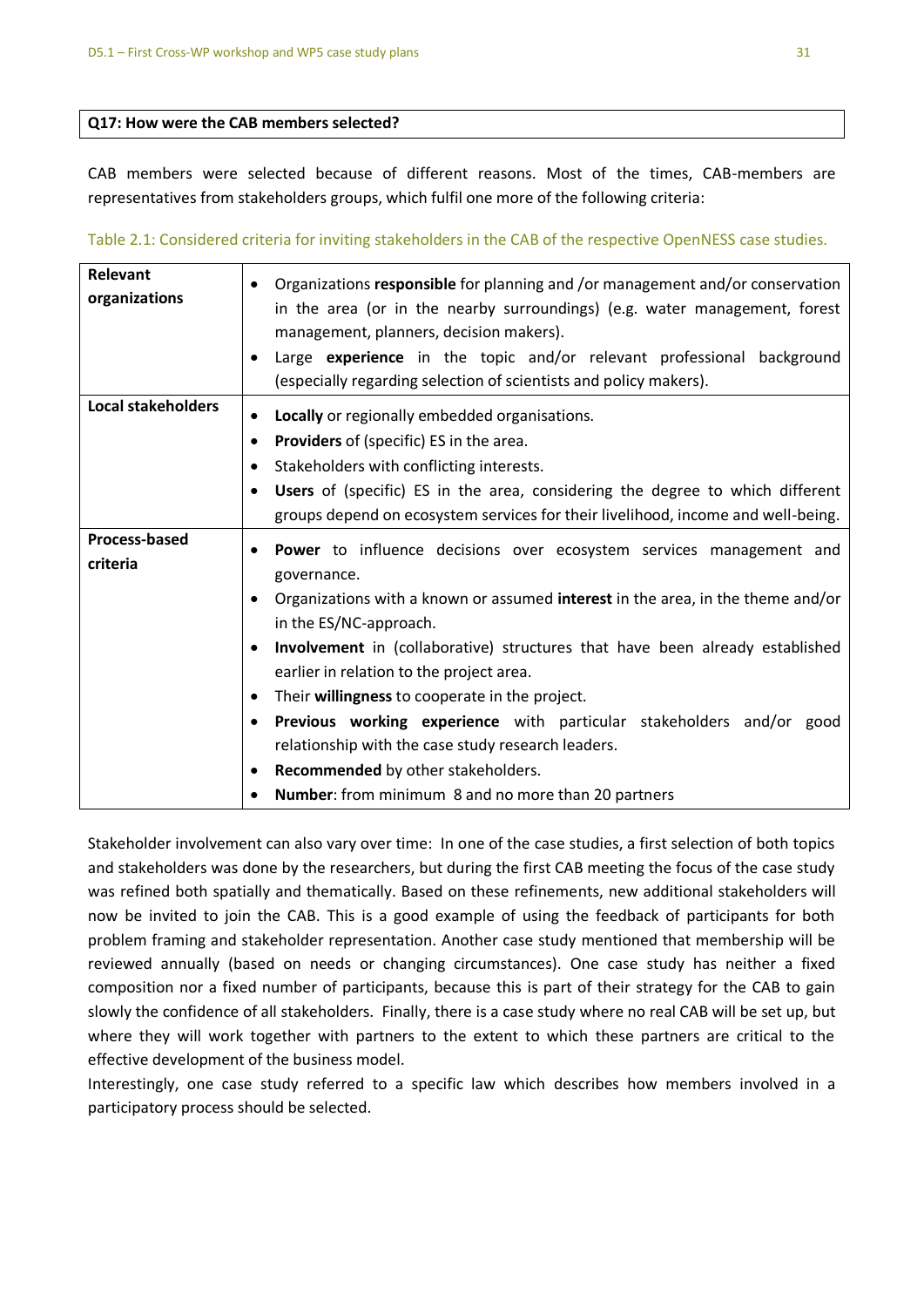**Q17: How were the CAB members selected?**

CAB members were selected because of different reasons. Most of the times, CAB-members are representatives from stakeholders groups, which fulfil one more of the following criteria:

Table 2.1: Considered criteria for inviting stakeholders in the CAB of the respective OpenNESS case studies.

| | |
|---|---|
| **Relevant organizations** | • Organizations **responsible** for planning and /or management and/or conservation in the area (or in the nearby surroundings) (e.g. water management, forest management, planners, decision makers).<br>• Large **experience** in the topic and/or relevant professional background (especially regarding selection of scientists and policy makers). |
| **Local stakeholders** | • **Locally** or regionally embedded organisations.<br>• **Providers** of (specific) ES in the area.<br>• Stakeholders with conflicting interests.<br>• **Users** of (specific) ES in the area, considering the degree to which different groups depend on ecosystem services for their livelihood, income and well-being. |
| **Process-based criteria** | • **Power** to influence decisions over ecosystem services management and governance.<br>• Organizations with a known or assumed **interest** in the area, in the theme and/or in the ES/NC-approach.<br>• **Involvement** in (collaborative) structures that have been already established earlier in relation to the project area.<br>• Their **willingness** to cooperate in the project.<br>• **Previous working experience** with particular stakeholders and/or good relationship with the case study research leaders.<br>• **Recommended** by other stakeholders.<br>• **Number**: from minimum 8 and no more than 20 partners |

Stakeholder involvement can also vary over time: In one of the case studies, a first selection of both topics and stakeholders was done by the researchers, but during the first CAB meeting the focus of the case study was refined both spatially and thematically. Based on these refinements, new additional stakeholders will now be invited to join the CAB. This is a good example of using the feedback of participants for both problem framing and stakeholder representation. Another case study mentioned that membership will be reviewed annually (based on needs or changing circumstances). One case study has neither a fixed composition nor a fixed number of participants, because this is part of their strategy for the CAB to gain slowly the confidence of all stakeholders. Finally, there is a case study where no real CAB will be set up, but where they will work together with partners to the extent to which these partners are critical to the effective development of the business model.

Interestingly, one case study referred to a specific law which describes how members involved in a participatory process should be selected.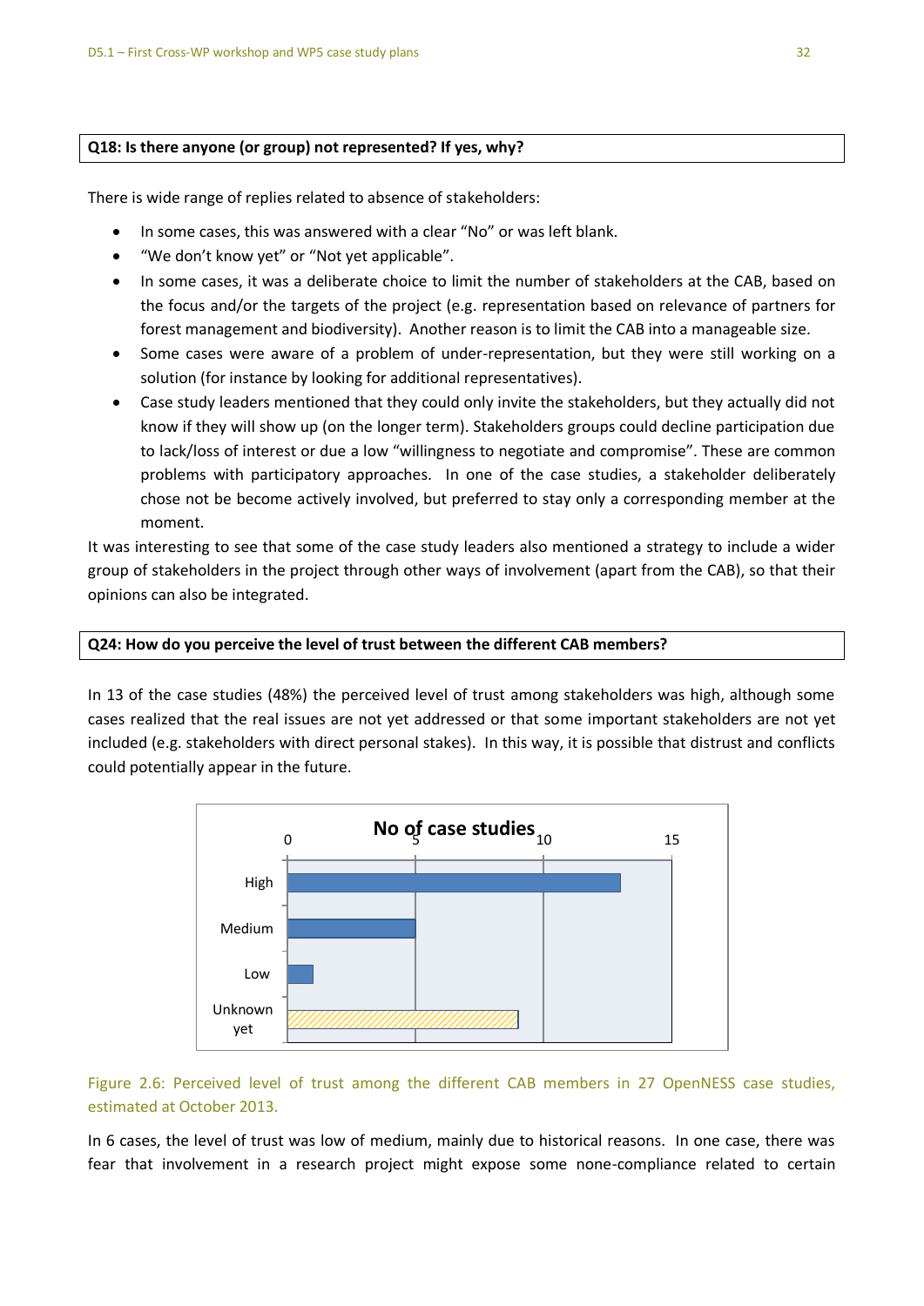**Q18: Is there anyone (or group) not represented? If yes, why?**

There is wide range of replies related to absence of stakeholders:

- In some cases, this was answered with a clear "No" or was left blank.
- "We don't know yet" or "Not yet applicable".
- In some cases, it was a deliberate choice to limit the number of stakeholders at the CAB, based on the focus and/or the targets of the project (e.g. representation based on relevance of partners for forest management and biodiversity). Another reason is to limit the CAB into a manageable size.
- Some cases were aware of a problem of under-representation, but they were still working on a solution (for instance by looking for additional representatives).
- Case study leaders mentioned that they could only invite the stakeholders, but they actually did not know if they will show up (on the longer term). Stakeholders groups could decline participation due to lack/loss of interest or due a low "willingness to negotiate and compromise". These are common problems with participatory approaches. In one of the case studies, a stakeholder deliberately chose not be become actively involved, but preferred to stay only a corresponding member at the moment.

It was interesting to see that some of the case study leaders also mentioned a strategy to include a wider group of stakeholders in the project through other ways of involvement (apart from the CAB), so that their opinions can also be integrated.

**Q24: How do you perceive the level of trust between the different CAB members?**

In 13 of the case studies (48%) the perceived level of trust among stakeholders was high, although some cases realized that the real issues are not yet addressed or that some important stakeholders are not yet included (e.g. stakeholders with direct personal stakes). In this way, it is possible that distrust and conflicts could potentially appear in the future.

| Level of trust | No of case studies |
|---|---|
| High | 13 |
| Medium | 5 |
| Low | 1 |
| Unknown yet | 9 |

Figure 2.6: Perceived level of trust among the different CAB members in 27 OpenNESS case studies, estimated at October 2013.

In 6 cases, the level of trust was low of medium, mainly due to historical reasons. In one case, there was fear that involvement in a research project might expose some none-compliance related to certain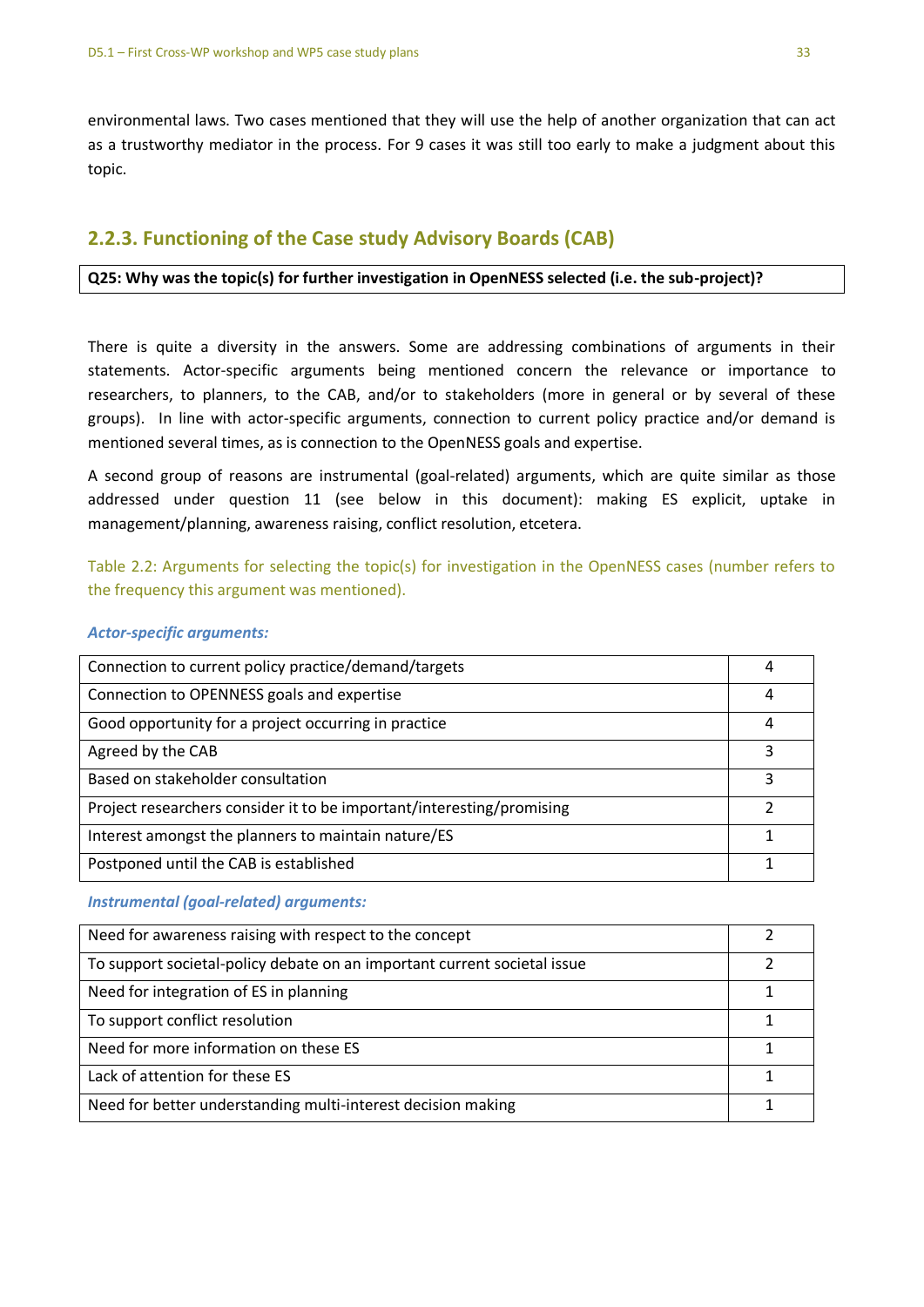environmental laws. Two cases mentioned that they will use the help of another organization that can act as a trustworthy mediator in the process. For 9 cases it was still too early to make a judgment about this topic.

### 2.2.3. Functioning of the Case study Advisory Boards (CAB)

**Q25: Why was the topic(s) for further investigation in OpenNESS selected (i.e. the sub-project)?**

There is quite a diversity in the answers. Some are addressing combinations of arguments in their statements. Actor-specific arguments being mentioned concern the relevance or importance to researchers, to planners, to the CAB, and/or to stakeholders (more in general or by several of these groups). In line with actor-specific arguments, connection to current policy practice and/or demand is mentioned several times, as is connection to the OpenNESS goals and expertise.

A second group of reasons are instrumental (goal-related) arguments, which are quite similar as those addressed under question 11 (see below in this document): making ES explicit, uptake in management/planning, awareness raising, conflict resolution, etcetera.

Table 2.2: Arguments for selecting the topic(s) for investigation in the OpenNESS cases (number refers to the frequency this argument was mentioned).

***Actor-specific arguments:***

| Argument | Frequency |
|---|---|
| Connection to current policy practice/demand/targets | 4 |
| Connection to OPENNESS goals and expertise | 4 |
| Good opportunity for a project occurring in practice | 4 |
| Agreed by the CAB | 3 |
| Based on stakeholder consultation | 3 |
| Project researchers consider it to be important/interesting/promising | 2 |
| Interest amongst the planners to maintain nature/ES | 1 |
| Postponed until the CAB is established | 1 |

***Instrumental (goal-related) arguments:***

| Argument | Frequency |
|---|---|
| Need for awareness raising with respect to the concept | 2 |
| To support societal-policy debate on an important current societal issue | 2 |
| Need for integration of ES in planning | 1 |
| To support conflict resolution | 1 |
| Need for more information on these ES | 1 |
| Lack of attention for these ES | 1 |
| Need for better understanding multi-interest decision making | 1 |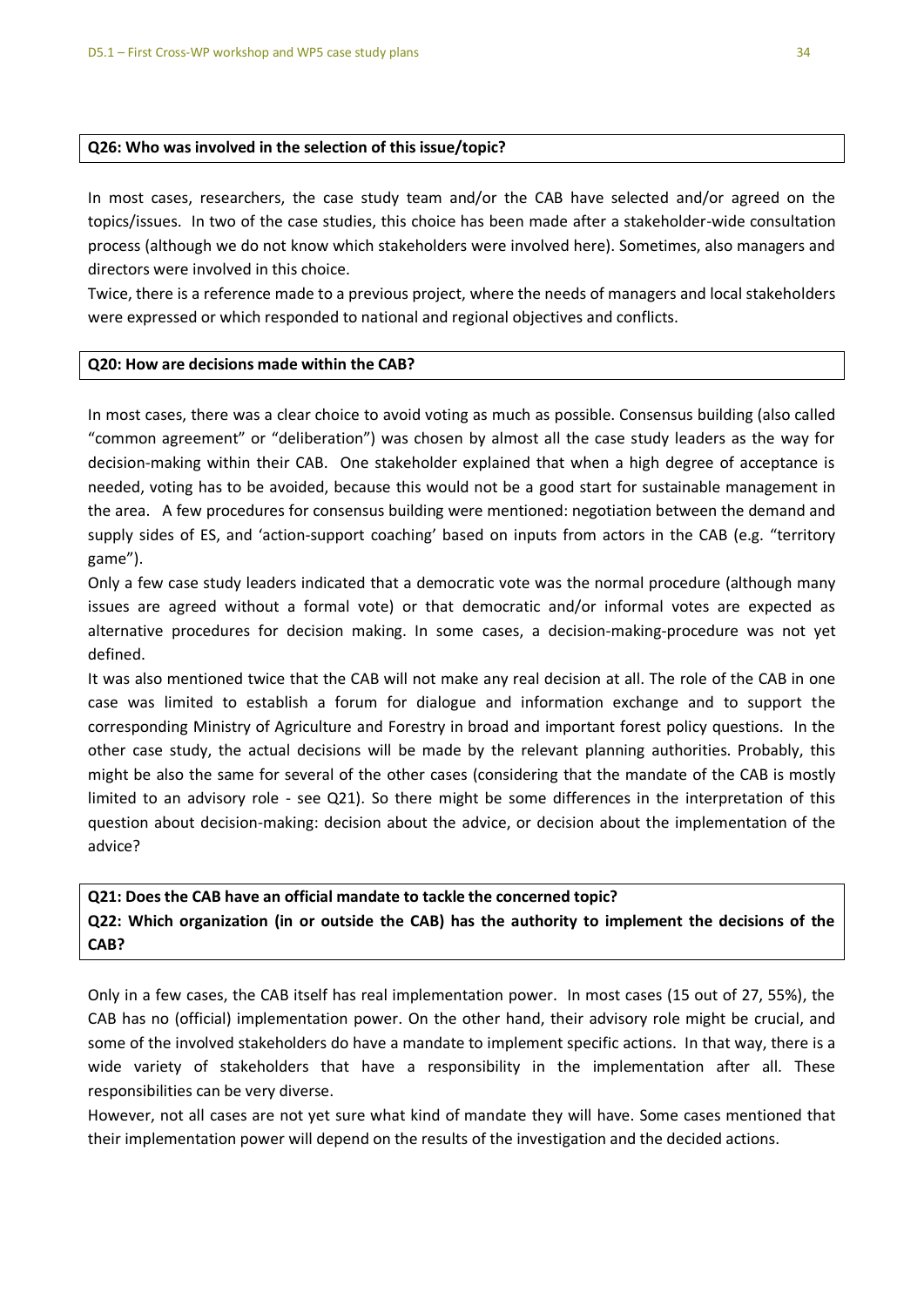**Q26: Who was involved in the selection of this issue/topic?**

In most cases, researchers, the case study team and/or the CAB have selected and/or agreed on the topics/issues. In two of the case studies, this choice has been made after a stakeholder-wide consultation process (although we do not know which stakeholders were involved here). Sometimes, also managers and directors were involved in this choice.

Twice, there is a reference made to a previous project, where the needs of managers and local stakeholders were expressed or which responded to national and regional objectives and conflicts.

**Q20: How are decisions made within the CAB?**

In most cases, there was a clear choice to avoid voting as much as possible. Consensus building (also called "common agreement" or "deliberation") was chosen by almost all the case study leaders as the way for decision-making within their CAB. One stakeholder explained that when a high degree of acceptance is needed, voting has to be avoided, because this would not be a good start for sustainable management in the area. A few procedures for consensus building were mentioned: negotiation between the demand and supply sides of ES, and 'action-support coaching' based on inputs from actors in the CAB (e.g. "territory game").

Only a few case study leaders indicated that a democratic vote was the normal procedure (although many issues are agreed without a formal vote) or that democratic and/or informal votes are expected as alternative procedures for decision making. In some cases, a decision-making-procedure was not yet defined.

It was also mentioned twice that the CAB will not make any real decision at all. The role of the CAB in one case was limited to establish a forum for dialogue and information exchange and to support the corresponding Ministry of Agriculture and Forestry in broad and important forest policy questions. In the other case study, the actual decisions will be made by the relevant planning authorities. Probably, this might be also the same for several of the other cases (considering that the mandate of the CAB is mostly limited to an advisory role - see Q21). So there might be some differences in the interpretation of this question about decision-making: decision about the advice, or decision about the implementation of the advice?

**Q21: Does the CAB have an official mandate to tackle the concerned topic?**
**Q22: Which organization (in or outside the CAB) has the authority to implement the decisions of the CAB?**

Only in a few cases, the CAB itself has real implementation power. In most cases (15 out of 27, 55%), the CAB has no (official) implementation power. On the other hand, their advisory role might be crucial, and some of the involved stakeholders do have a mandate to implement specific actions. In that way, there is a wide variety of stakeholders that have a responsibility in the implementation after all. These responsibilities can be very diverse.

However, not all cases are not yet sure what kind of mandate they will have. Some cases mentioned that their implementation power will depend on the results of the investigation and the decided actions.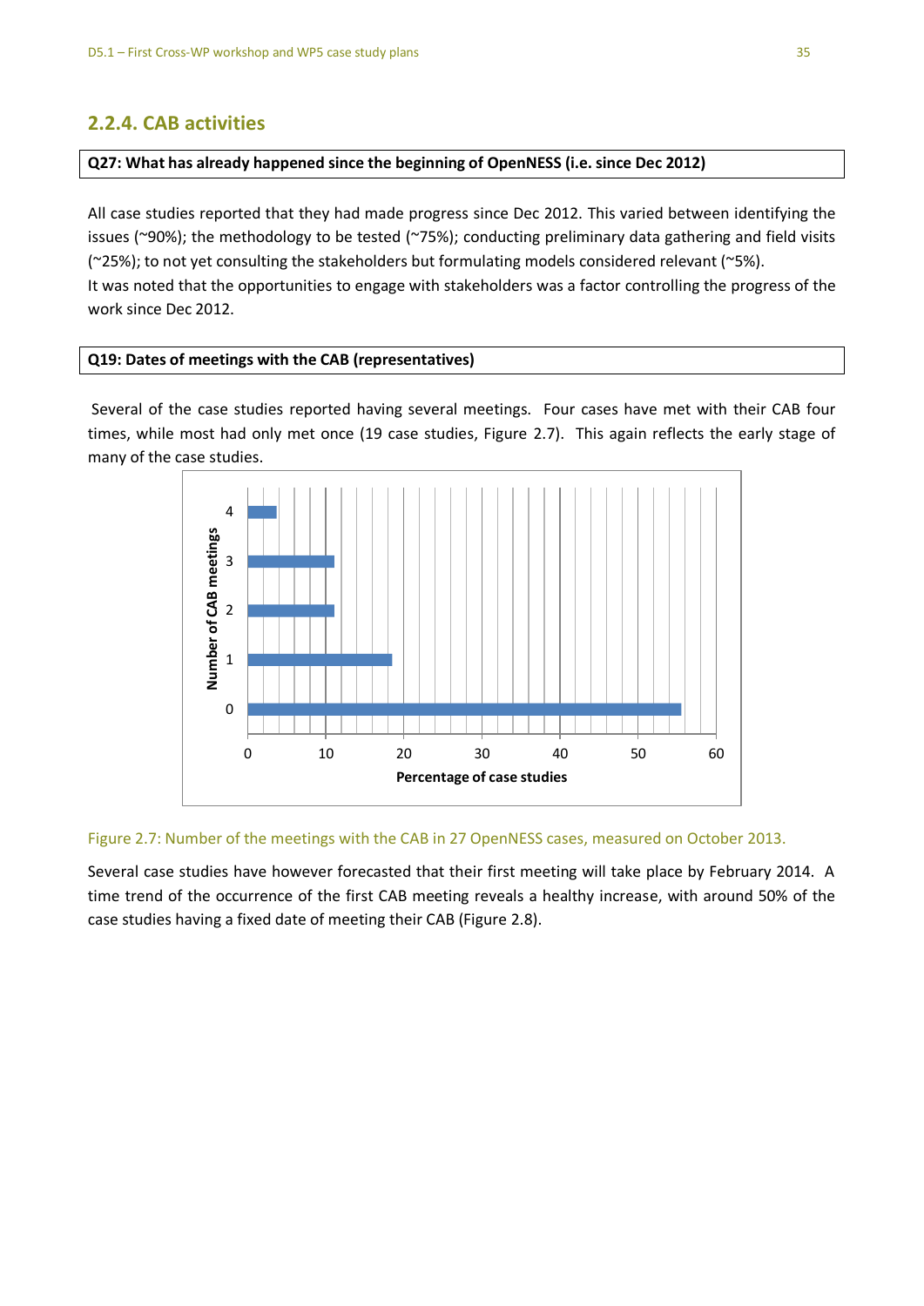### 2.2.4. CAB activities

**Q27: What has already happened since the beginning of OpenNESS (i.e. since Dec 2012)**

All case studies reported that they had made progress since Dec 2012. This varied between identifying the issues (~90%); the methodology to be tested (~75%); conducting preliminary data gathering and field visits (~25%); to not yet consulting the stakeholders but formulating models considered relevant (~5%).
It was noted that the opportunities to engage with stakeholders was a factor controlling the progress of the work since Dec 2012.

**Q19: Dates of meetings with the CAB (representatives)**

Several of the case studies reported having several meetings. Four cases have met with their CAB four times, while most had only met once (19 case studies, Figure 2.7). This again reflects the early stage of many of the case studies.

Figure 2.7: Number of the meetings with the CAB in 27 OpenNESS cases, measured on October 2013.

Several case studies have however forecasted that their first meeting will take place by February 2014. A time trend of the occurrence of the first CAB meeting reveals a healthy increase, with around 50% of the case studies having a fixed date of meeting their CAB (Figure 2.8).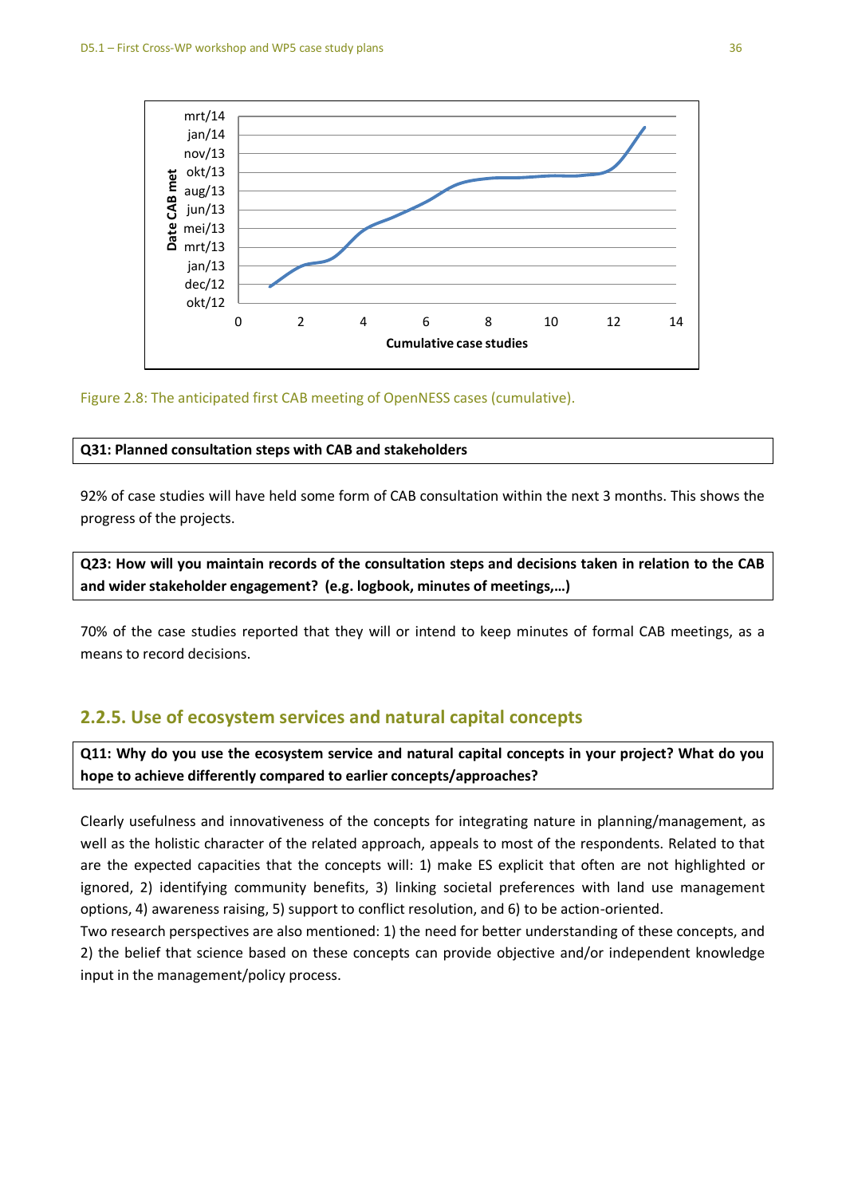Figure 2.8: The anticipated first CAB meeting of OpenNESS cases (cumulative).

| Q31: Planned consultation steps with CAB and stakeholders |
|---|

92% of case studies will have held some form of CAB consultation within the next 3 months. This shows the progress of the projects.

| Q23: How will you maintain records of the consultation steps and decisions taken in relation to the CAB and wider stakeholder engagement? (e.g. logbook, minutes of meetings,…) |
|---|

70% of the case studies reported that they will or intend to keep minutes of formal CAB meetings, as a means to record decisions.

### 2.2.5. Use of ecosystem services and natural capital concepts

| Q11: Why do you use the ecosystem service and natural capital concepts in your project? What do you hope to achieve differently compared to earlier concepts/approaches? |
|---|

Clearly usefulness and innovativeness of the concepts for integrating nature in planning/management, as well as the holistic character of the related approach, appeals to most of the respondents. Related to that are the expected capacities that the concepts will: 1) make ES explicit that often are not highlighted or ignored, 2) identifying community benefits, 3) linking societal preferences with land use management options, 4) awareness raising, 5) support to conflict resolution, and 6) to be action-oriented.

Two research perspectives are also mentioned: 1) the need for better understanding of these concepts, and 2) the belief that science based on these concepts can provide objective and/or independent knowledge input in the management/policy process.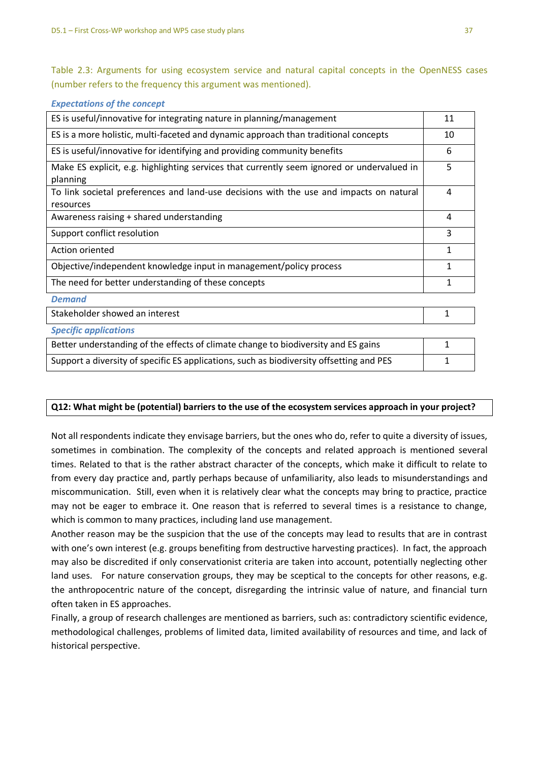Table 2.3: Arguments for using ecosystem service and natural capital concepts in the OpenNESS cases (number refers to the frequency this argument was mentioned).

| *Expectations of the concept* | |
|---|---|
| ES is useful/innovative for integrating nature in planning/management | 11 |
| ES is a more holistic, multi-faceted and dynamic approach than traditional concepts | 10 |
| ES is useful/innovative for identifying and providing community benefits | 6 |
| Make ES explicit, e.g. highlighting services that currently seem ignored or undervalued in planning | 5 |
| To link societal preferences and land-use decisions with the use and impacts on natural resources | 4 |
| Awareness raising + shared understanding | 4 |
| Support conflict resolution | 3 |
| Action oriented | 1 |
| Objective/independent knowledge input in management/policy process | 1 |
| The need for better understanding of these concepts | 1 |
| ***Demand*** | |
| Stakeholder showed an interest | 1 |
| ***Specific applications*** | |
| Better understanding of the effects of climate change to biodiversity and ES gains | 1 |
| Support a diversity of specific ES applications, such as biodiversity offsetting and PES | 1 |

**Q12: What might be (potential) barriers to the use of the ecosystem services approach in your project?**

Not all respondents indicate they envisage barriers, but the ones who do, refer to quite a diversity of issues, sometimes in combination. The complexity of the concepts and related approach is mentioned several times. Related to that is the rather abstract character of the concepts, which make it difficult to relate to from every day practice and, partly perhaps because of unfamiliarity, also leads to misunderstandings and miscommunication. Still, even when it is relatively clear what the concepts may bring to practice, practice may not be eager to embrace it. One reason that is referred to several times is a resistance to change, which is common to many practices, including land use management.

Another reason may be the suspicion that the use of the concepts may lead to results that are in contrast with one's own interest (e.g. groups benefiting from destructive harvesting practices). In fact, the approach may also be discredited if only conservationist criteria are taken into account, potentially neglecting other land uses. For nature conservation groups, they may be sceptical to the concepts for other reasons, e.g. the anthropocentric nature of the concept, disregarding the intrinsic value of nature, and financial turn often taken in ES approaches.

Finally, a group of research challenges are mentioned as barriers, such as: contradictory scientific evidence, methodological challenges, problems of limited data, limited availability of resources and time, and lack of historical perspective.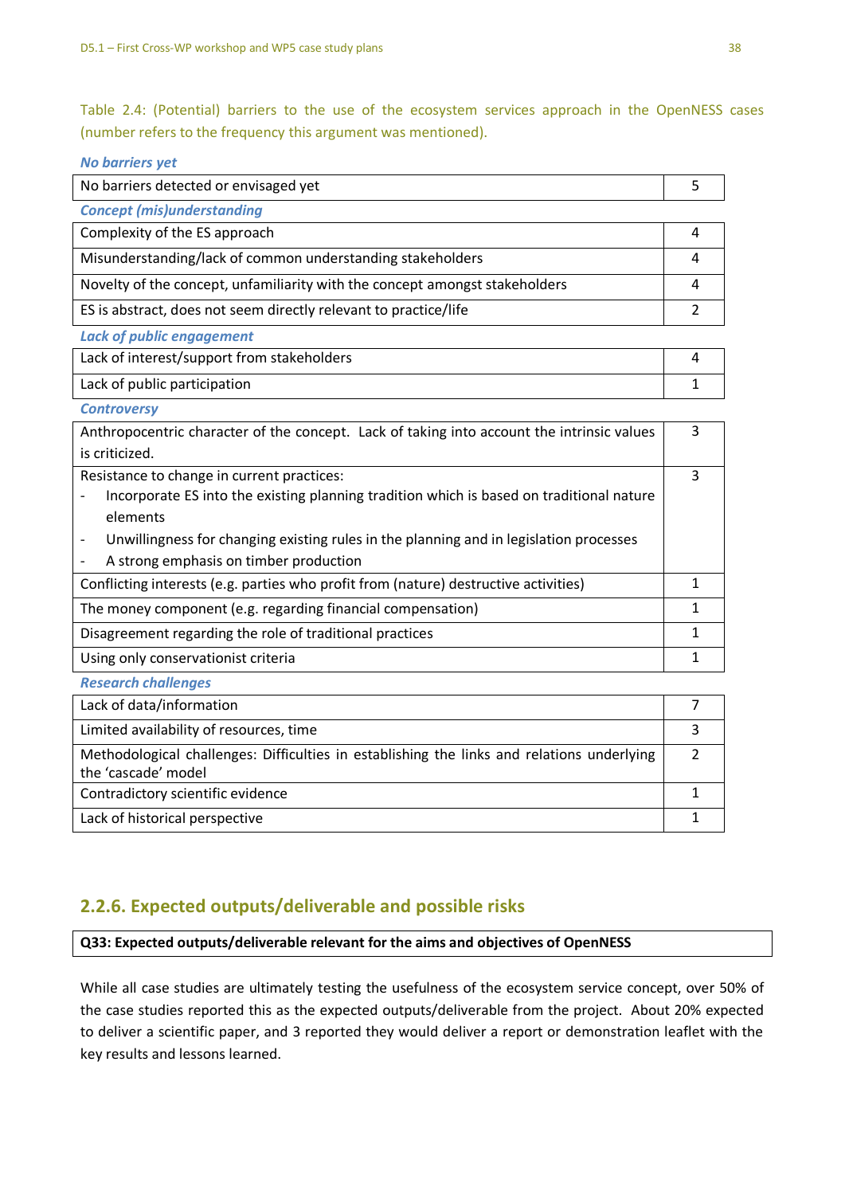Table 2.4: (Potential) barriers to the use of the ecosystem services approach in the OpenNESS cases (number refers to the frequency this argument was mentioned).

| Barrier | Frequency |
|---|---|
| ***No barriers yet*** | |
| No barriers detected or envisaged yet | 5 |
| ***Concept (mis)understanding*** | |
| Complexity of the ES approach | 4 |
| Misunderstanding/lack of common understanding stakeholders | 4 |
| Novelty of the concept, unfamiliarity with the concept amongst stakeholders | 4 |
| ES is abstract, does not seem directly relevant to practice/life | 2 |
| ***Lack of public engagement*** | |
| Lack of interest/support from stakeholders | 4 |
| Lack of public participation | 1 |
| ***Controversy*** | |
| Anthropocentric character of the concept. Lack of taking into account the intrinsic values is criticized. | 3 |
| Resistance to change in current practices:<br>- Incorporate ES into the existing planning tradition which is based on traditional nature elements<br>- Unwillingness for changing existing rules in the planning and in legislation processes<br>- A strong emphasis on timber production | 3 |
| Conflicting interests (e.g. parties who profit from (nature) destructive activities) | 1 |
| The money component (e.g. regarding financial compensation) | 1 |
| Disagreement regarding the role of traditional practices | 1 |
| Using only conservationist criteria | 1 |
| ***Research challenges*** | |
| Lack of data/information | 7 |
| Limited availability of resources, time | 3 |
| Methodological challenges: Difficulties in establishing the links and relations underlying the 'cascade' model | 2 |
| Contradictory scientific evidence | 1 |
| Lack of historical perspective | 1 |

## 2.2.6. Expected outputs/deliverable and possible risks

**Q33: Expected outputs/deliverable relevant for the aims and objectives of OpenNESS**

While all case studies are ultimately testing the usefulness of the ecosystem service concept, over 50% of the case studies reported this as the expected outputs/deliverable from the project. About 20% expected to deliver a scientific paper, and 3 reported they would deliver a report or demonstration leaflet with the key results and lessons learned.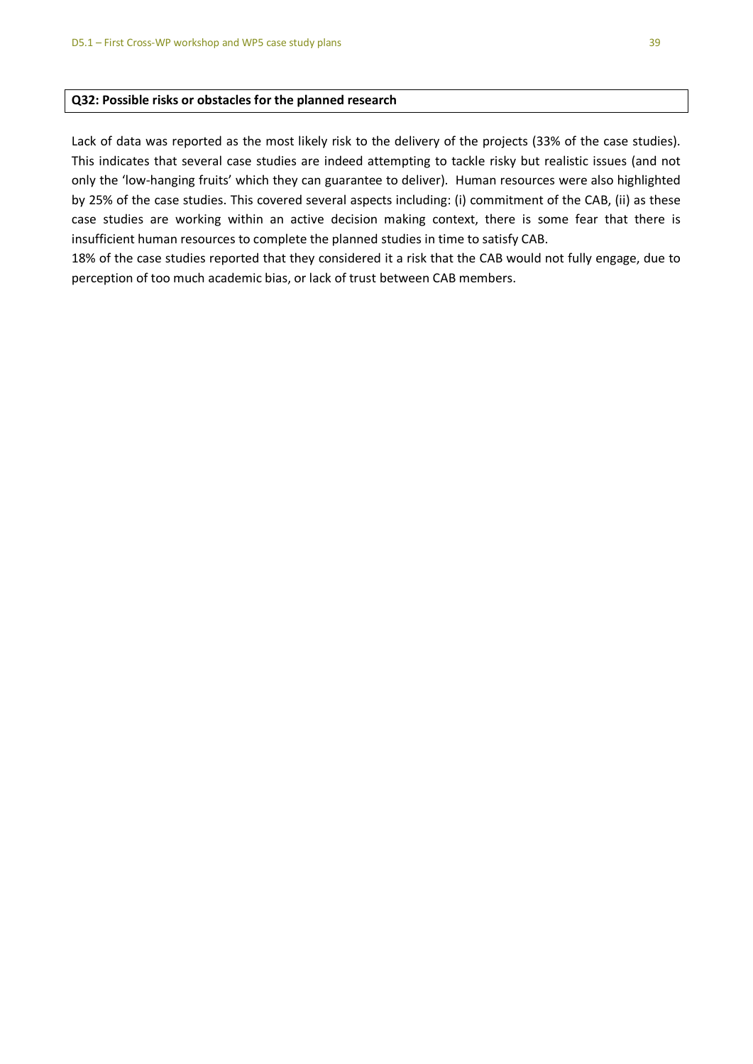**Q32: Possible risks or obstacles for the planned research**

Lack of data was reported as the most likely risk to the delivery of the projects (33% of the case studies). This indicates that several case studies are indeed attempting to tackle risky but realistic issues (and not only the 'low-hanging fruits' which they can guarantee to deliver). Human resources were also highlighted by 25% of the case studies. This covered several aspects including: (i) commitment of the CAB, (ii) as these case studies are working within an active decision making context, there is some fear that there is insufficient human resources to complete the planned studies in time to satisfy CAB.

18% of the case studies reported that they considered it a risk that the CAB would not fully engage, due to perception of too much academic bias, or lack of trust between CAB members.